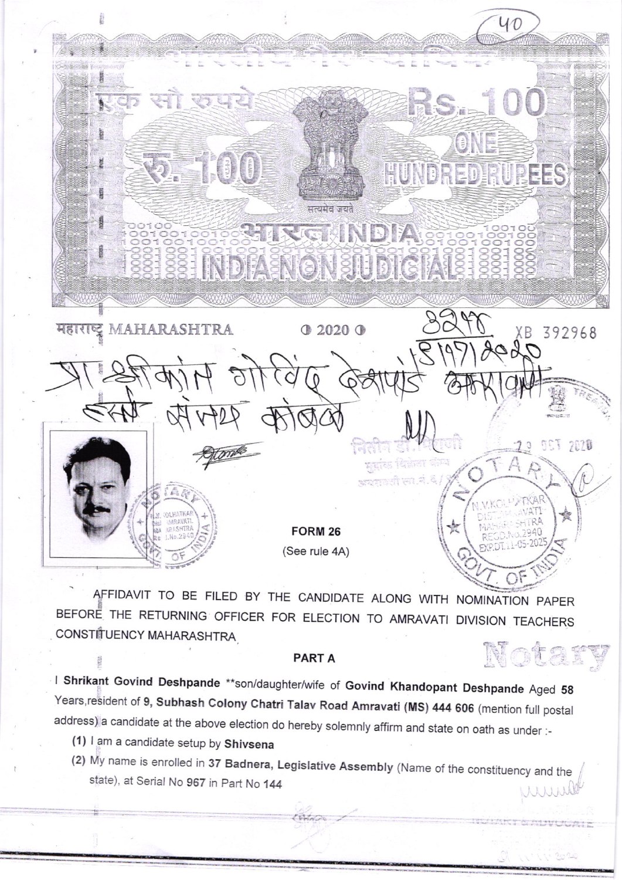एक सौ रुपये Rs. 100

रु. 100 ONE HUNDRED RUPEES

सत्यमेव जयते

भारत INDIA

INDIA NON JUDICIAL

महाराष्ट्र MAHARASHTRA ● 2020 ● XB 392968

8248

5/9/2020

प्रा श्रीकांत गोविंद देशपांडे अमरावती

हस्ते संजय कांबळे

## FORM 26

(See rule 4A)

AFFIDAVIT TO BE FILED BY THE CANDIDATE ALONG WITH NOMINATION PAPER BEFORE THE RETURNING OFFICER FOR ELECTION TO AMRAVATI DIVISION TEACHERS CONSTITUENCY MAHARASHTRA

### PART A

I **Shrikant Govind Deshpande** **son/daughter/wife of **Govind Khandopant Deshpande** Aged **58** Years,resident of **9, Subhash Colony Chatri Talav Road Amravati (MS) 444 606** (mention full postal address) a candidate at the above election do hereby solemnly affirm and state on oath as under :-

(1) I am a candidate setup by **Shivsena**

(2) My name is enrolled in **37 Badnera, Legislative Assembly** (Name of the constituency and the state), at Serial No **967** in Part No **144**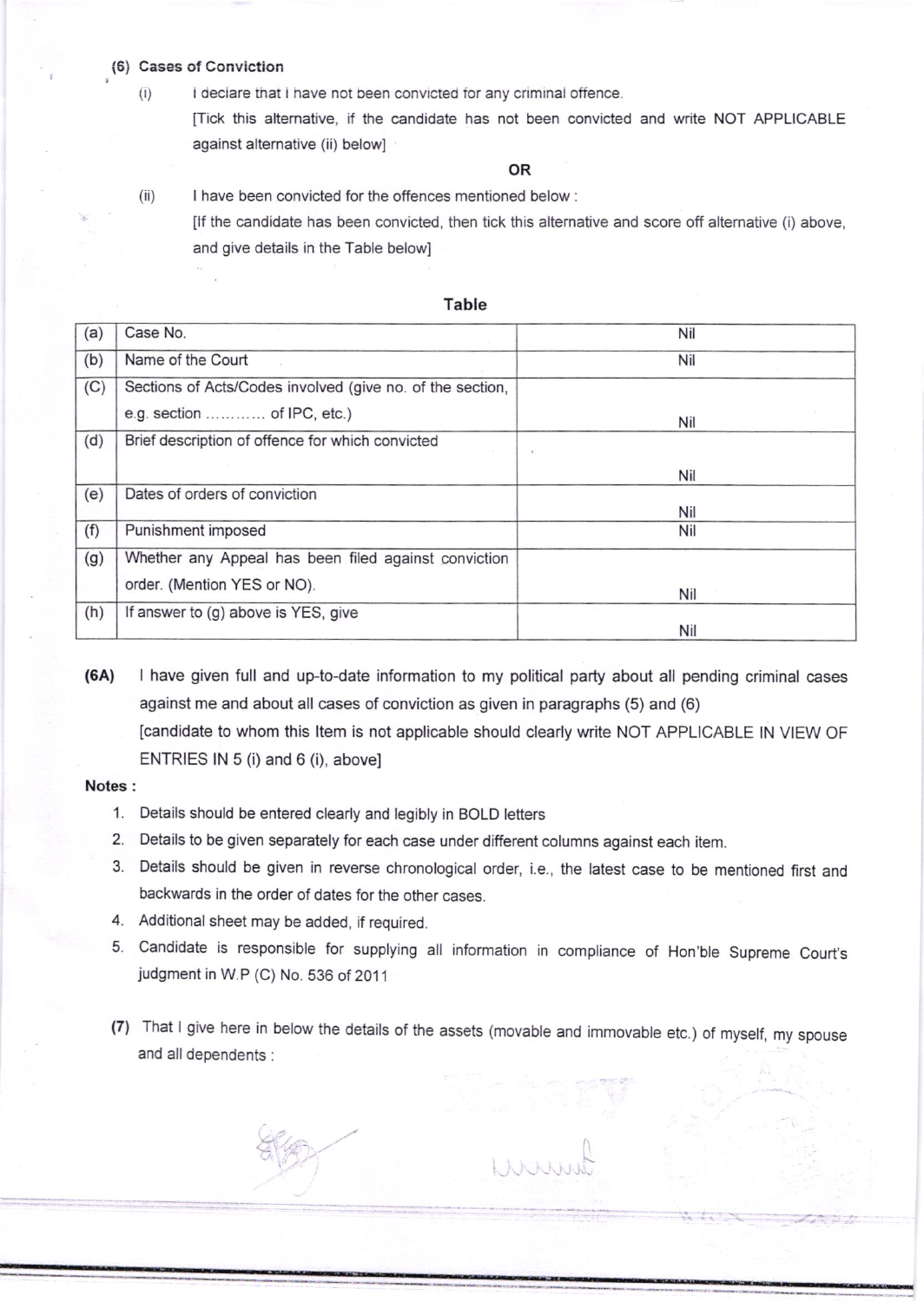(6) Cases of Conviction

(i) I declare that I have not been convicted for any criminal offence.
[Tick this alternative, if the candidate has not been convicted and write NOT APPLICABLE against alternative (ii) below]

**OR**

(ii) I have been convicted for the offences mentioned below :
[If the candidate has been convicted, then tick this alternative and score off alternative (i) above, and give details in the Table below]

**Table**

| | | |
|---|---|---|
| (a) | Case No. | Nil |
| (b) | Name of the Court | Nil |
| (C) | Sections of Acts/Codes involved (give no. of the section, e.g. section ………… of IPC, etc.) | Nil |
| (d) | Brief description of offence for which convicted | Nil |
| (e) | Dates of orders of conviction | Nil |
| (f) | Punishment imposed | Nil |
| (g) | Whether any Appeal has been filed against conviction order. (Mention YES or NO). | Nil |
| (h) | If answer to (g) above is YES, give | Nil |

**(6A)** I have given full and up-to-date information to my political party about all pending criminal cases against me and about all cases of conviction as given in paragraphs (5) and (6)
[candidate to whom this Item is not applicable should clearly write NOT APPLICABLE IN VIEW OF ENTRIES IN 5 (i) and 6 (i), above]

**Notes :**

1. Details should be entered clearly and legibly in BOLD letters
2. Details to be given separately for each case under different columns against each item.
3. Details should be given in reverse chronological order, i.e., the latest case to be mentioned first and backwards in the order of dates for the other cases.
4. Additional sheet may be added, if required.
5. Candidate is responsible for supplying all information in compliance of Hon'ble Supreme Court's judgment in W.P (C) No. 536 of 2011

**(7)** That I give here in below the details of the assets (movable and immovable etc.) of myself, my spouse and all dependents :